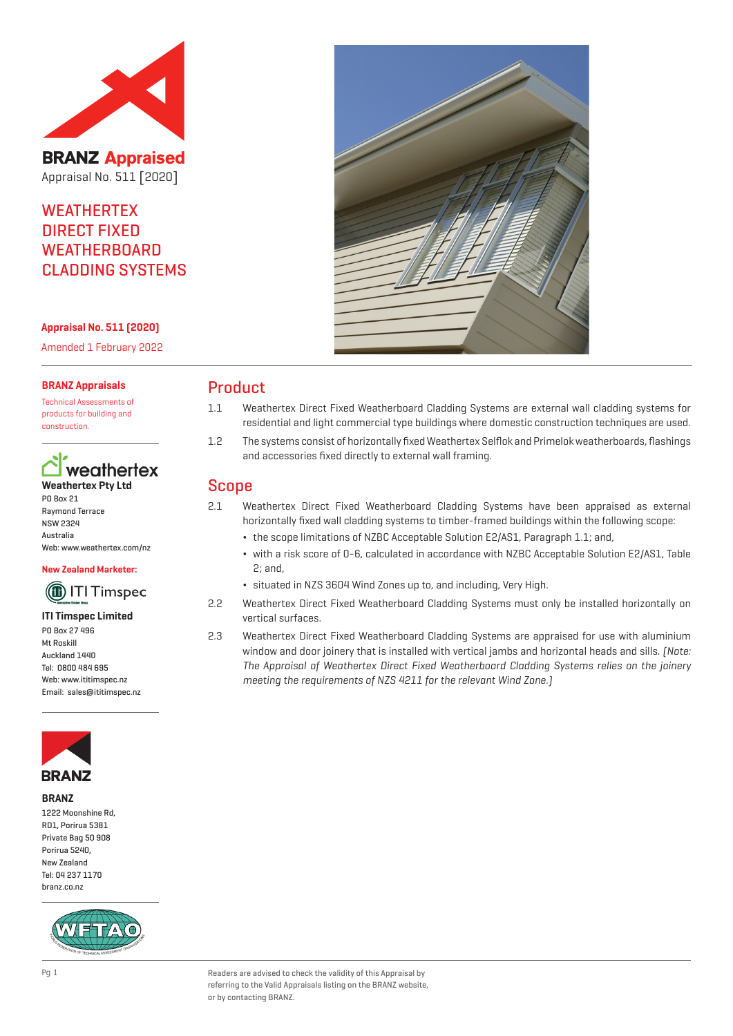**BRANZ Appraised**

Appraisal No. 511 [2020]

# WEATHERTEX DIRECT FIXED WEATHERBOARD CLADDING SYSTEMS

**Appraisal No. 511 (2020)**

Amended 1 February 2022

**BRANZ Appraisals**

Technical Assessments of products for building and construction.

**Weathertex Pty Ltd**

PO Box 21
Raymond Terrace
NSW 2324
Australia
Web: www.weathertex.com/nz

**New Zealand Marketer:**

**ITI Timspec Limited**

PO Box 27 496
Mt Roskill
Auckland 1440
Tel: 0800 484 695
Web: www.ititimspec.nz
Email: sales@ititimspec.nz

**BRANZ**

1222 Moonshine Rd,
RD1, Porirua 5381
Private Bag 50 908
Porirua 5240,
New Zealand
Tel: 04 237 1170
branz.co.nz

## Product

1.1 Weathertex Direct Fixed Weatherboard Cladding Systems are external wall cladding systems for residential and light commercial type buildings where domestic construction techniques are used.

1.2 The systems consist of horizontally fixed Weathertex Selflok and Primelok weatherboards, flashings and accessories fixed directly to external wall framing.

## Scope

2.1 Weathertex Direct Fixed Weatherboard Cladding Systems have been appraised as external horizontally fixed wall cladding systems to timber-framed buildings within the following scope:

- the scope limitations of NZBC Acceptable Solution E2/AS1, Paragraph 1.1; and,
- with a risk score of 0-6, calculated in accordance with NZBC Acceptable Solution E2/AS1, Table 2; and,
- situated in NZS 3604 Wind Zones up to, and including, Very High.

2.2 Weathertex Direct Fixed Weatherboard Cladding Systems must only be installed horizontally on vertical surfaces.

2.3 Weathertex Direct Fixed Weatherboard Cladding Systems are appraised for use with aluminium window and door joinery that is installed with vertical jambs and horizontal heads and sills. *[Note: The Appraisal of Weathertex Direct Fixed Weatherboard Cladding Systems relies on the joinery meeting the requirements of NZS 4211 for the relevant Wind Zone.]*

Readers are advised to check the validity of this Appraisal by referring to the Valid Appraisals listing on the BRANZ website, or by contacting BRANZ.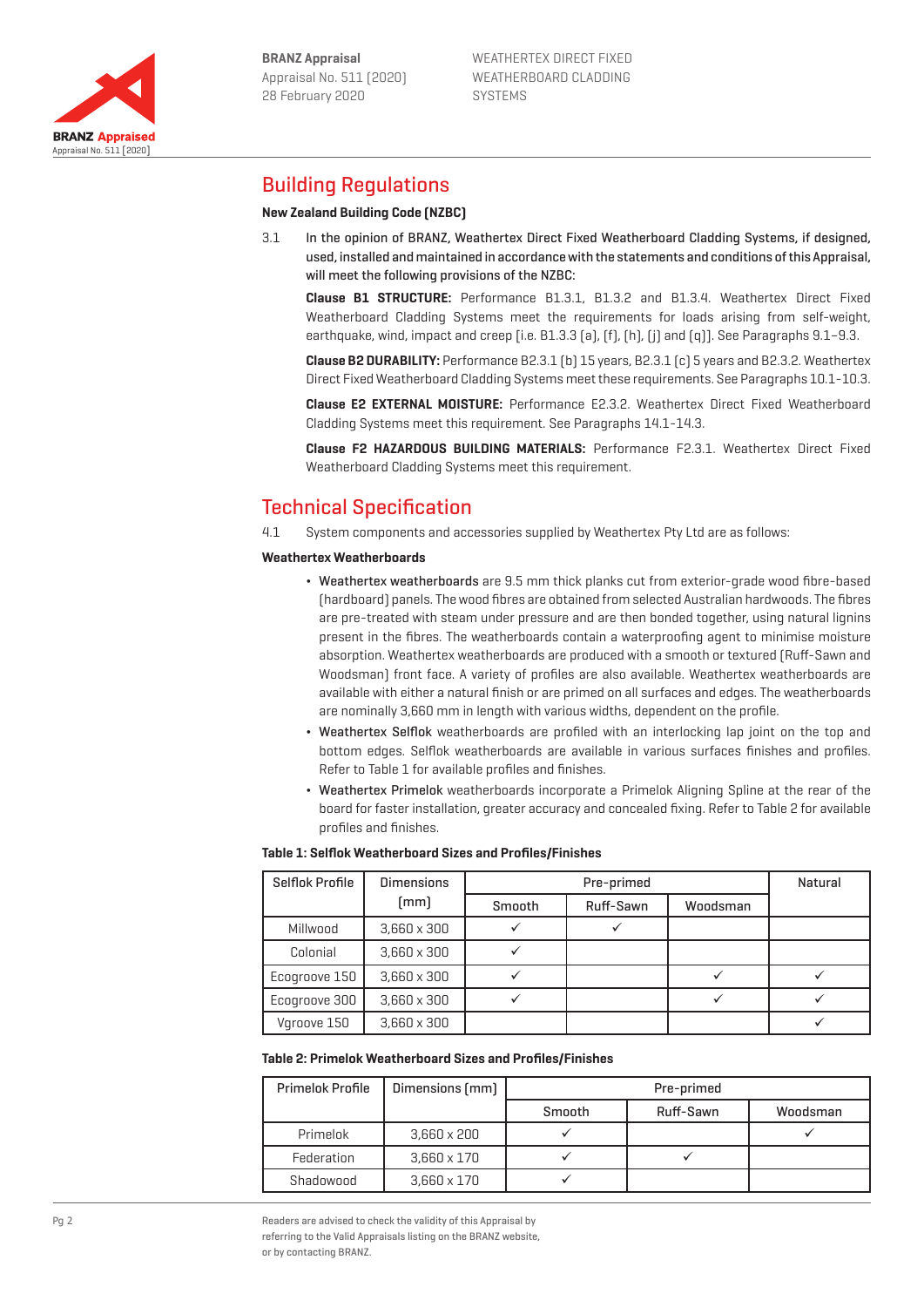## Building Regulations

**New Zealand Building Code (NZBC)**

3.1 In the opinion of BRANZ, Weathertex Direct Fixed Weatherboard Cladding Systems, if designed, used, installed and maintained in accordance with the statements and conditions of this Appraisal, will meet the following provisions of the NZBC:

**Clause B1 STRUCTURE:** Performance B1.3.1, B1.3.2 and B1.3.4. Weathertex Direct Fixed Weatherboard Cladding Systems meet the requirements for loads arising from self-weight, earthquake, wind, impact and creep [i.e. B1.3.3 (a), (f), (h), (j) and (q)]. See Paragraphs 9.1–9.3.

**Clause B2 DURABILITY:** Performance B2.3.1 (b) 15 years, B2.3.1 (c) 5 years and B2.3.2. Weathertex Direct Fixed Weatherboard Cladding Systems meet these requirements. See Paragraphs 10.1-10.3.

**Clause E2 EXTERNAL MOISTURE:** Performance E2.3.2. Weathertex Direct Fixed Weatherboard Cladding Systems meet this requirement. See Paragraphs 14.1-14.3.

**Clause F2 HAZARDOUS BUILDING MATERIALS:** Performance F2.3.1. Weathertex Direct Fixed Weatherboard Cladding Systems meet this requirement.

## Technical Specification

4.1 System components and accessories supplied by Weathertex Pty Ltd are as follows:

**Weathertex Weatherboards**

- Weathertex weatherboards are 9.5 mm thick planks cut from exterior-grade wood fibre-based (hardboard) panels. The wood fibres are obtained from selected Australian hardwoods. The fibres are pre-treated with steam under pressure and are then bonded together, using natural lignins present in the fibres. The weatherboards contain a waterproofing agent to minimise moisture absorption. Weathertex weatherboards are produced with a smooth or textured (Ruff-Sawn and Woodsman) front face. A variety of profiles are also available. Weathertex weatherboards are available with either a natural finish or are primed on all surfaces and edges. The weatherboards are nominally 3,660 mm in length with various widths, dependent on the profile.
- Weathertex Selflok weatherboards are profiled with an interlocking lap joint on the top and bottom edges. Selflok weatherboards are available in various surfaces finishes and profiles. Refer to Table 1 for available profiles and finishes.
- Weathertex Primelok weatherboards incorporate a Primelok Aligning Spline at the rear of the board for faster installation, greater accuracy and concealed fixing. Refer to Table 2 for available profiles and finishes.

**Table 1: Selflok Weatherboard Sizes and Profiles/Finishes**

| Selflok Profile | Dimensions (mm) | Pre-primed | | | Natural |
|---|---|---|---|---|---|
| | | Smooth | Ruff-Sawn | Woodsman | |
| Millwood | 3,660 x 300 | ✓ | ✓ | | |
| Colonial | 3,660 x 300 | ✓ | | | |
| Ecogroove 150 | 3,660 x 300 | ✓ | | ✓ | ✓ |
| Ecogroove 300 | 3,660 x 300 | ✓ | | ✓ | ✓ |
| Vgroove 150 | 3,660 x 300 | | | | ✓ |

**Table 2: Primelok Weatherboard Sizes and Profiles/Finishes**

| Primelok Profile | Dimensions (mm) | Pre-primed | | |
|---|---|---|---|---|
| | | Smooth | Ruff-Sawn | Woodsman |
| Primelok | 3,660 x 200 | ✓ | | ✓ |
| Federation | 3,660 x 170 | ✓ | ✓ | |
| Shadowood | 3,660 x 170 | ✓ | | |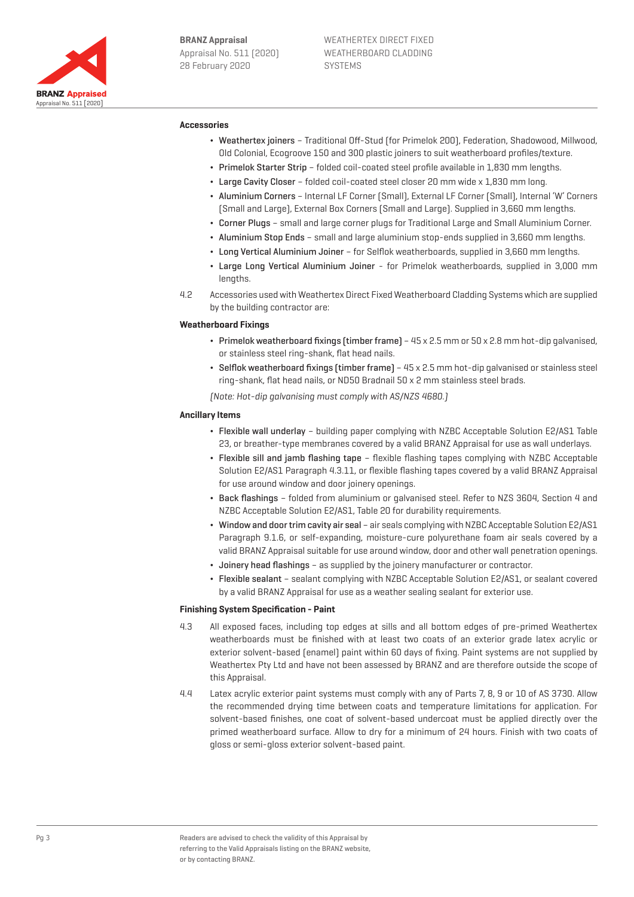**Accessories**

- Weathertex joiners – Traditional Off-Stud (for Primelok 200), Federation, Shadowood, Millwood, Old Colonial, Ecogroove 150 and 300 plastic joiners to suit weatherboard profiles/texture.
- Primelok Starter Strip – folded coil-coated steel profile available in 1,830 mm lengths.
- Large Cavity Closer – folded coil-coated steel closer 20 mm wide x 1,830 mm long.
- Aluminium Corners – Internal LF Corner (Small), External LF Corner (Small), Internal 'W' Corners (Small and Large), External Box Corners (Small and Large). Supplied in 3,660 mm lengths.
- Corner Plugs – small and large corner plugs for Traditional Large and Small Aluminium Corner.
- Aluminium Stop Ends – small and large aluminium stop-ends supplied in 3,660 mm lengths.
- Long Vertical Aluminium Joiner – for Selflok weatherboards, supplied in 3,660 mm lengths.
- Large Long Vertical Aluminium Joiner - for Primelok weatherboards, supplied in 3,000 mm lengths.

4.2 Accessories used with Weathertex Direct Fixed Weatherboard Cladding Systems which are supplied by the building contractor are:

**Weatherboard Fixings**

- Primelok weatherboard fixings (timber frame) – 45 x 2.5 mm or 50 x 2.8 mm hot-dip galvanised, or stainless steel ring-shank, flat head nails.
- Selflok weatherboard fixings (timber frame) – 45 x 2.5 mm hot-dip galvanised or stainless steel ring-shank, flat head nails, or ND50 Bradnail 50 x 2 mm stainless steel brads.

*(Note: Hot-dip galvanising must comply with AS/NZS 4680.)*

**Ancillary Items**

- Flexible wall underlay – building paper complying with NZBC Acceptable Solution E2/AS1 Table 23, or breather-type membranes covered by a valid BRANZ Appraisal for use as wall underlays.
- Flexible sill and jamb flashing tape – flexible flashing tapes complying with NZBC Acceptable Solution E2/AS1 Paragraph 4.3.11, or flexible flashing tapes covered by a valid BRANZ Appraisal for use around window and door joinery openings.
- Back flashings – folded from aluminium or galvanised steel. Refer to NZS 3604, Section 4 and NZBC Acceptable Solution E2/AS1, Table 20 for durability requirements.
- Window and door trim cavity air seal – air seals complying with NZBC Acceptable Solution E2/AS1 Paragraph 9.1.6, or self-expanding, moisture-cure polyurethane foam air seals covered by a valid BRANZ Appraisal suitable for use around window, door and other wall penetration openings.
- Joinery head flashings – as supplied by the joinery manufacturer or contractor.
- Flexible sealant – sealant complying with NZBC Acceptable Solution E2/AS1, or sealant covered by a valid BRANZ Appraisal for use as a weather sealing sealant for exterior use.

**Finishing System Specification - Paint**

4.3 All exposed faces, including top edges at sills and all bottom edges of pre-primed Weathertex weatherboards must be finished with at least two coats of an exterior grade latex acrylic or exterior solvent-based (enamel) paint within 60 days of fixing. Paint systems are not supplied by Weathertex Pty Ltd and have not been assessed by BRANZ and are therefore outside the scope of this Appraisal.

4.4 Latex acrylic exterior paint systems must comply with any of Parts 7, 8, 9 or 10 of AS 3730. Allow the recommended drying time between coats and temperature limitations for application. For solvent-based finishes, one coat of solvent-based undercoat must be applied directly over the primed weatherboard surface. Allow to dry for a minimum of 24 hours. Finish with two coats of gloss or semi-gloss exterior solvent-based paint.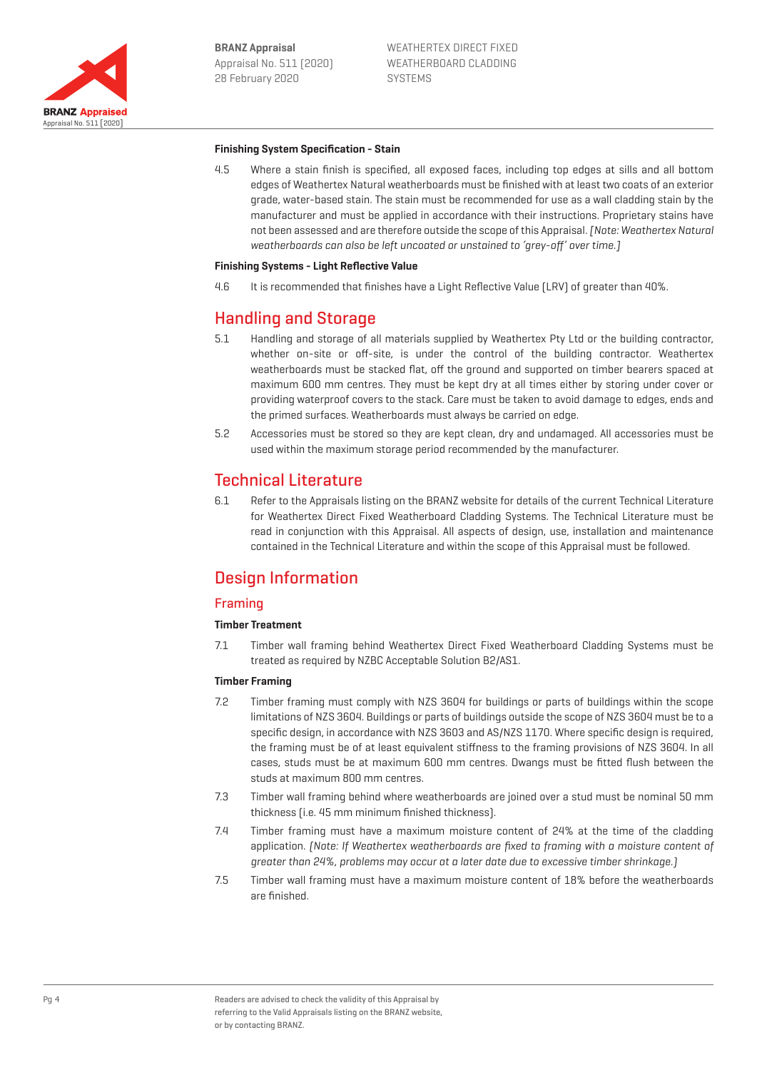**Finishing System Specification - Stain**

4.5 Where a stain finish is specified, all exposed faces, including top edges at sills and all bottom edges of Weathertex Natural weatherboards must be finished with at least two coats of an exterior grade, water-based stain. The stain must be recommended for use as a wall cladding stain by the manufacturer and must be applied in accordance with their instructions. Proprietary stains have not been assessed and are therefore outside the scope of this Appraisal. *[Note: Weathertex Natural weatherboards can also be left uncoated or unstained to 'grey-off' over time.]*

**Finishing Systems - Light Reflective Value**

4.6 It is recommended that finishes have a Light Reflective Value (LRV) of greater than 40%.

## Handling and Storage

5.1 Handling and storage of all materials supplied by Weathertex Pty Ltd or the building contractor, whether on-site or off-site, is under the control of the building contractor. Weathertex weatherboards must be stacked flat, off the ground and supported on timber bearers spaced at maximum 600 mm centres. They must be kept dry at all times either by storing under cover or providing waterproof covers to the stack. Care must be taken to avoid damage to edges, ends and the primed surfaces. Weatherboards must always be carried on edge.

5.2 Accessories must be stored so they are kept clean, dry and undamaged. All accessories must be used within the maximum storage period recommended by the manufacturer.

## Technical Literature

6.1 Refer to the Appraisals listing on the BRANZ website for details of the current Technical Literature for Weathertex Direct Fixed Weatherboard Cladding Systems. The Technical Literature must be read in conjunction with this Appraisal. All aspects of design, use, installation and maintenance contained in the Technical Literature and within the scope of this Appraisal must be followed.

## Design Information

### Framing

**Timber Treatment**

7.1 Timber wall framing behind Weathertex Direct Fixed Weatherboard Cladding Systems must be treated as required by NZBC Acceptable Solution B2/AS1.

**Timber Framing**

7.2 Timber framing must comply with NZS 3604 for buildings or parts of buildings within the scope limitations of NZS 3604. Buildings or parts of buildings outside the scope of NZS 3604 must be to a specific design, in accordance with NZS 3603 and AS/NZS 1170. Where specific design is required, the framing must be of at least equivalent stiffness to the framing provisions of NZS 3604. In all cases, studs must be at maximum 600 mm centres. Dwangs must be fitted flush between the studs at maximum 800 mm centres.

7.3 Timber wall framing behind where weatherboards are joined over a stud must be nominal 50 mm thickness (i.e. 45 mm minimum finished thickness).

7.4 Timber framing must have a maximum moisture content of 24% at the time of the cladding application. *[Note: If Weathertex weatherboards are fixed to framing with a moisture content of greater than 24%, problems may occur at a later date due to excessive timber shrinkage.]*

7.5 Timber wall framing must have a maximum moisture content of 18% before the weatherboards are finished.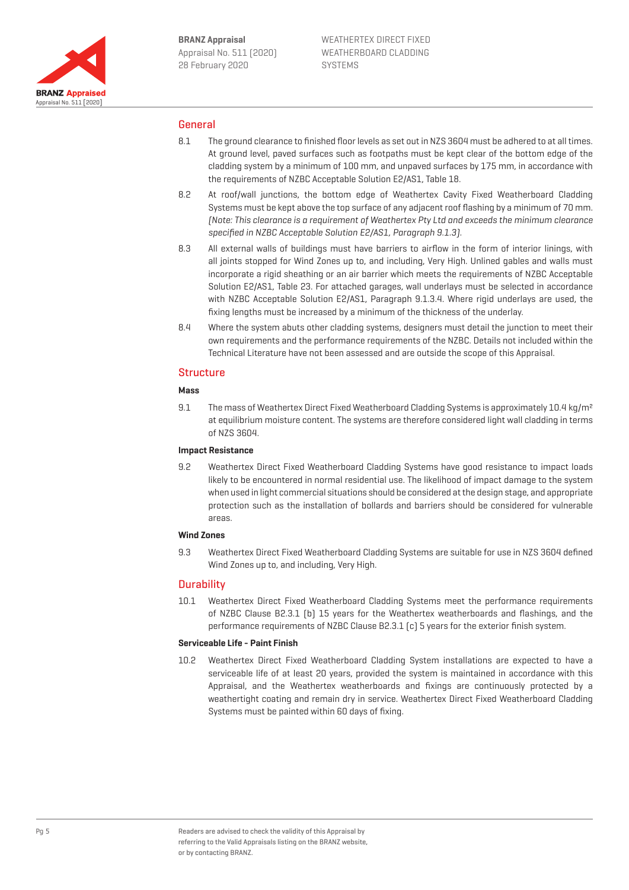## General

8.1 The ground clearance to finished floor levels as set out in NZS 3604 must be adhered to at all times. At ground level, paved surfaces such as footpaths must be kept clear of the bottom edge of the cladding system by a minimum of 100 mm, and unpaved surfaces by 175 mm, in accordance with the requirements of NZBC Acceptable Solution E2/AS1, Table 18.

8.2 At roof/wall junctions, the bottom edge of Weathertex Cavity Fixed Weatherboard Cladding Systems must be kept above the top surface of any adjacent roof flashing by a minimum of 70 mm. *(Note: This clearance is a requirement of Weathertex Pty Ltd and exceeds the minimum clearance specified in NZBC Acceptable Solution E2/AS1, Paragraph 9.1.3).*

8.3 All external walls of buildings must have barriers to airflow in the form of interior linings, with all joints stopped for Wind Zones up to, and including, Very High. Unlined gables and walls must incorporate a rigid sheathing or an air barrier which meets the requirements of NZBC Acceptable Solution E2/AS1, Table 23. For attached garages, wall underlays must be selected in accordance with NZBC Acceptable Solution E2/AS1, Paragraph 9.1.3.4. Where rigid underlays are used, the fixing lengths must be increased by a minimum of the thickness of the underlay.

8.4 Where the system abuts other cladding systems, designers must detail the junction to meet their own requirements and the performance requirements of the NZBC. Details not included within the Technical Literature have not been assessed and are outside the scope of this Appraisal.

## Structure

### Mass

9.1 The mass of Weathertex Direct Fixed Weatherboard Cladding Systems is approximately 10.4 kg/m² at equilibrium moisture content. The systems are therefore considered light wall cladding in terms of NZS 3604.

### Impact Resistance

9.2 Weathertex Direct Fixed Weatherboard Cladding Systems have good resistance to impact loads likely to be encountered in normal residential use. The likelihood of impact damage to the system when used in light commercial situations should be considered at the design stage, and appropriate protection such as the installation of bollards and barriers should be considered for vulnerable areas.

### Wind Zones

9.3 Weathertex Direct Fixed Weatherboard Cladding Systems are suitable for use in NZS 3604 defined Wind Zones up to, and including, Very High.

## Durability

10.1 Weathertex Direct Fixed Weatherboard Cladding Systems meet the performance requirements of NZBC Clause B2.3.1 (b) 15 years for the Weathertex weatherboards and flashings, and the performance requirements of NZBC Clause B2.3.1 (c) 5 years for the exterior finish system.

### Serviceable Life - Paint Finish

10.2 Weathertex Direct Fixed Weatherboard Cladding System installations are expected to have a serviceable life of at least 20 years, provided the system is maintained in accordance with this Appraisal, and the Weathertex weatherboards and fixings are continuously protected by a weathertight coating and remain dry in service. Weathertex Direct Fixed Weatherboard Cladding Systems must be painted within 60 days of fixing.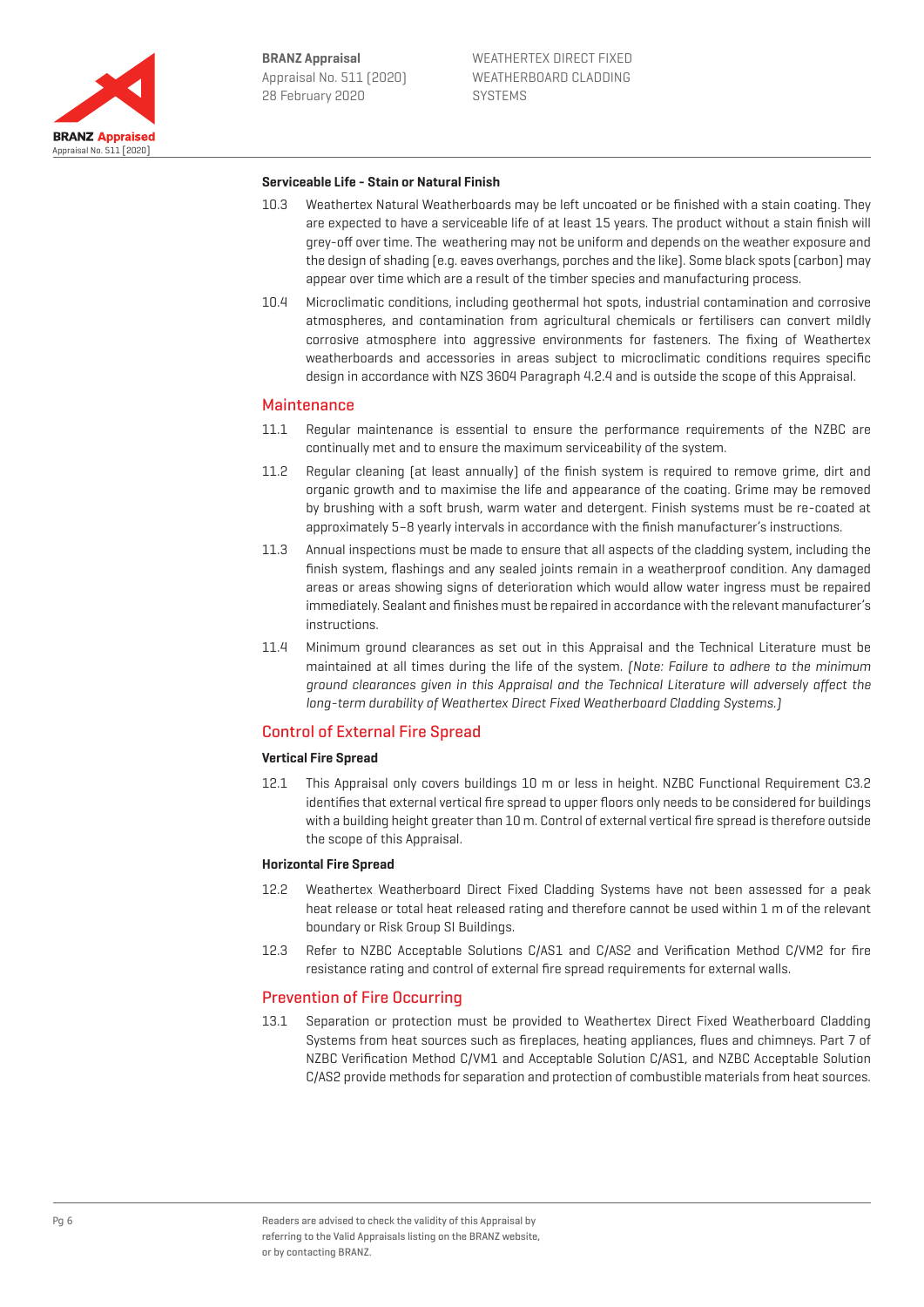### Serviceable Life - Stain or Natural Finish

10.3 Weathertex Natural Weatherboards may be left uncoated or be finished with a stain coating. They are expected to have a serviceable life of at least 15 years. The product without a stain finish will grey-off over time. The weathering may not be uniform and depends on the weather exposure and the design of shading (e.g. eaves overhangs, porches and the like). Some black spots (carbon) may appear over time which are a result of the timber species and manufacturing process.

10.4 Microclimatic conditions, including geothermal hot spots, industrial contamination and corrosive atmospheres, and contamination from agricultural chemicals or fertilisers can convert mildly corrosive atmosphere into aggressive environments for fasteners. The fixing of Weathertex weatherboards and accessories in areas subject to microclimatic conditions requires specific design in accordance with NZS 3604 Paragraph 4.2.4 and is outside the scope of this Appraisal.

## Maintenance

11.1 Regular maintenance is essential to ensure the performance requirements of the NZBC are continually met and to ensure the maximum serviceability of the system.

11.2 Regular cleaning (at least annually) of the finish system is required to remove grime, dirt and organic growth and to maximise the life and appearance of the coating. Grime may be removed by brushing with a soft brush, warm water and detergent. Finish systems must be re-coated at approximately 5–8 yearly intervals in accordance with the finish manufacturer's instructions.

11.3 Annual inspections must be made to ensure that all aspects of the cladding system, including the finish system, flashings and any sealed joints remain in a weatherproof condition. Any damaged areas or areas showing signs of deterioration which would allow water ingress must be repaired immediately. Sealant and finishes must be repaired in accordance with the relevant manufacturer's instructions.

11.4 Minimum ground clearances as set out in this Appraisal and the Technical Literature must be maintained at all times during the life of the system. *(Note: Failure to adhere to the minimum ground clearances given in this Appraisal and the Technical Literature will adversely affect the long-term durability of Weathertex Direct Fixed Weatherboard Cladding Systems.)*

## Control of External Fire Spread

### Vertical Fire Spread

12.1 This Appraisal only covers buildings 10 m or less in height. NZBC Functional Requirement C3.2 identifies that external vertical fire spread to upper floors only needs to be considered for buildings with a building height greater than 10 m. Control of external vertical fire spread is therefore outside the scope of this Appraisal.

### Horizontal Fire Spread

12.2 Weathertex Weatherboard Direct Fixed Cladding Systems have not been assessed for a peak heat release or total heat released rating and therefore cannot be used within 1 m of the relevant boundary or Risk Group SI Buildings.

12.3 Refer to NZBC Acceptable Solutions C/AS1 and C/AS2 and Verification Method C/VM2 for fire resistance rating and control of external fire spread requirements for external walls.

## Prevention of Fire Occurring

13.1 Separation or protection must be provided to Weathertex Direct Fixed Weatherboard Cladding Systems from heat sources such as fireplaces, heating appliances, flues and chimneys. Part 7 of NZBC Verification Method C/VM1 and Acceptable Solution C/AS1, and NZBC Acceptable Solution C/AS2 provide methods for separation and protection of combustible materials from heat sources.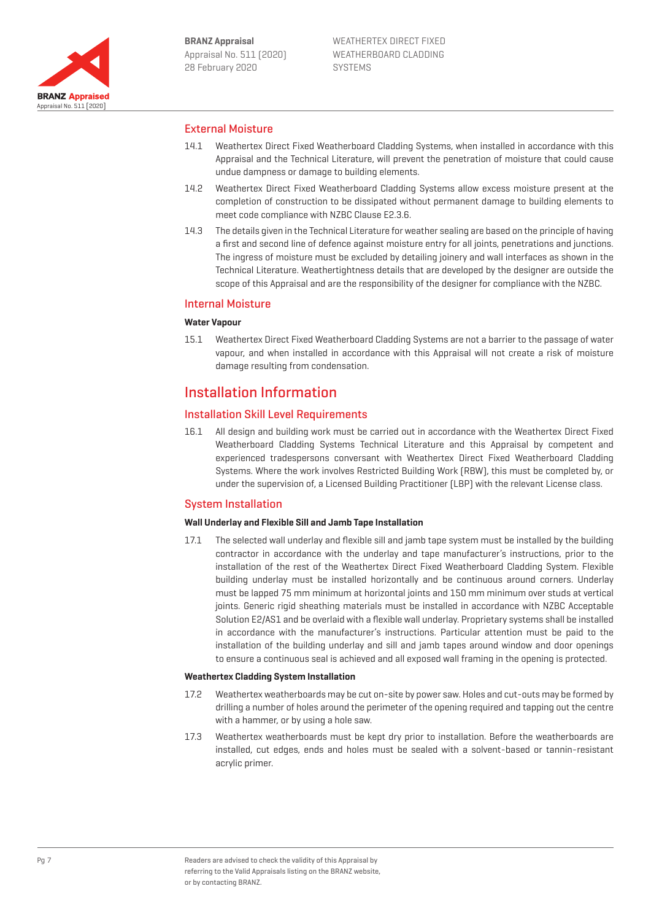## External Moisture

14.1 Weathertex Direct Fixed Weatherboard Cladding Systems, when installed in accordance with this Appraisal and the Technical Literature, will prevent the penetration of moisture that could cause undue dampness or damage to building elements.

14.2 Weathertex Direct Fixed Weatherboard Cladding Systems allow excess moisture present at the completion of construction to be dissipated without permanent damage to building elements to meet code compliance with NZBC Clause E2.3.6.

14.3 The details given in the Technical Literature for weather sealing are based on the principle of having a first and second line of defence against moisture entry for all joints, penetrations and junctions. The ingress of moisture must be excluded by detailing joinery and wall interfaces as shown in the Technical Literature. Weathertightness details that are developed by the designer are outside the scope of this Appraisal and are the responsibility of the designer for compliance with the NZBC.

## Internal Moisture

**Water Vapour**

15.1 Weathertex Direct Fixed Weatherboard Cladding Systems are not a barrier to the passage of water vapour, and when installed in accordance with this Appraisal will not create a risk of moisture damage resulting from condensation.

# Installation Information

## Installation Skill Level Requirements

16.1 All design and building work must be carried out in accordance with the Weathertex Direct Fixed Weatherboard Cladding Systems Technical Literature and this Appraisal by competent and experienced tradespersons conversant with Weathertex Direct Fixed Weatherboard Cladding Systems. Where the work involves Restricted Building Work (RBW), this must be completed by, or under the supervision of, a Licensed Building Practitioner (LBP) with the relevant License class.

## System Installation

**Wall Underlay and Flexible Sill and Jamb Tape Installation**

17.1 The selected wall underlay and flexible sill and jamb tape system must be installed by the building contractor in accordance with the underlay and tape manufacturer's instructions, prior to the installation of the rest of the Weathertex Direct Fixed Weatherboard Cladding System. Flexible building underlay must be installed horizontally and be continuous around corners. Underlay must be lapped 75 mm minimum at horizontal joints and 150 mm minimum over studs at vertical joints. Generic rigid sheathing materials must be installed in accordance with NZBC Acceptable Solution E2/AS1 and be overlaid with a flexible wall underlay. Proprietary systems shall be installed in accordance with the manufacturer's instructions. Particular attention must be paid to the installation of the building underlay and sill and jamb tapes around window and door openings to ensure a continuous seal is achieved and all exposed wall framing in the opening is protected.

**Weathertex Cladding System Installation**

17.2 Weathertex weatherboards may be cut on-site by power saw. Holes and cut-outs may be formed by drilling a number of holes around the perimeter of the opening required and tapping out the centre with a hammer, or by using a hole saw.

17.3 Weathertex weatherboards must be kept dry prior to installation. Before the weatherboards are installed, cut edges, ends and holes must be sealed with a solvent-based or tannin-resistant acrylic primer.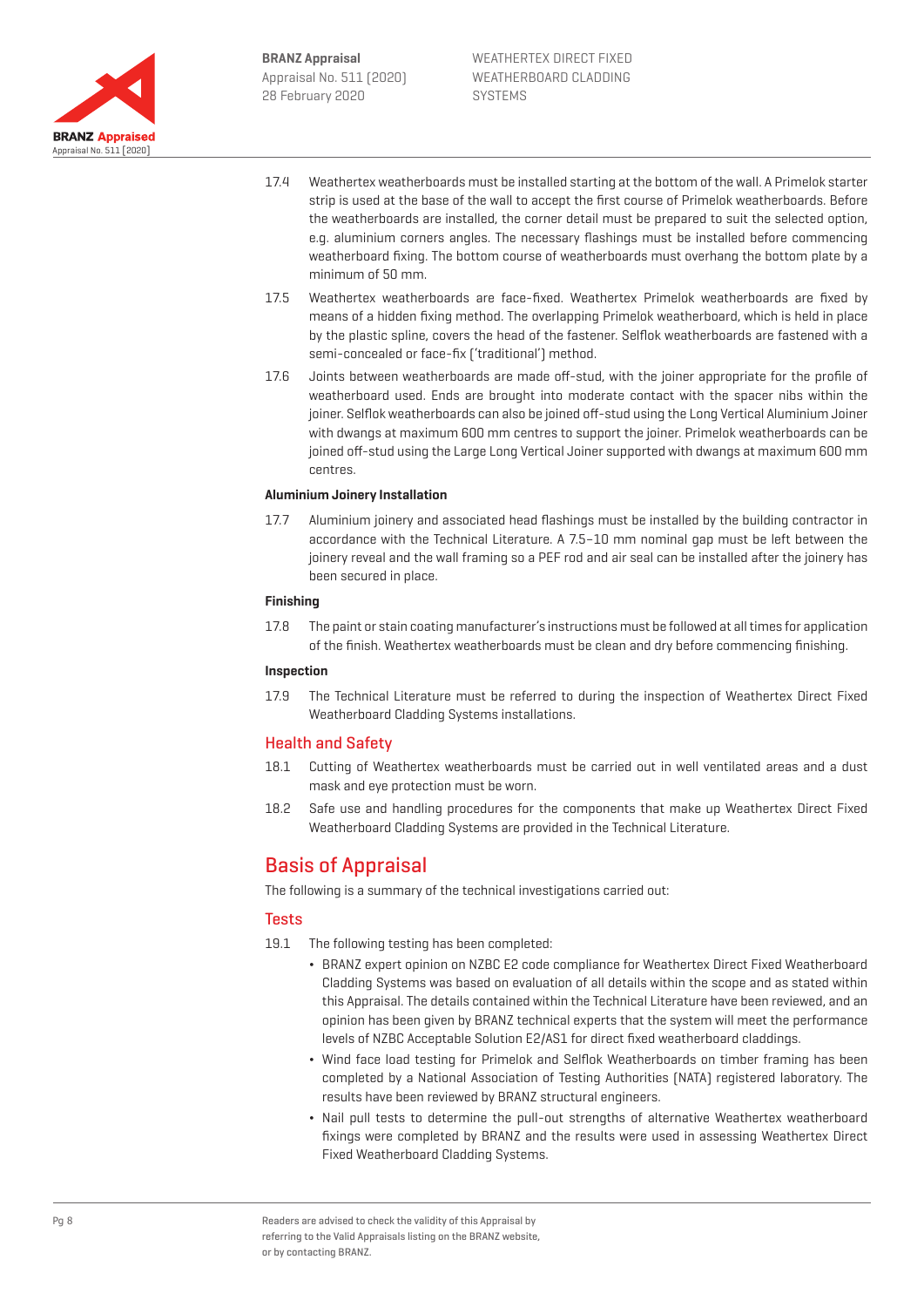17.4 Weathertex weatherboards must be installed starting at the bottom of the wall. A Primelok starter strip is used at the base of the wall to accept the first course of Primelok weatherboards. Before the weatherboards are installed, the corner detail must be prepared to suit the selected option, e.g. aluminium corners angles. The necessary flashings must be installed before commencing weatherboard fixing. The bottom course of weatherboards must overhang the bottom plate by a minimum of 50 mm.

17.5 Weathertex weatherboards are face-fixed. Weathertex Primelok weatherboards are fixed by means of a hidden fixing method. The overlapping Primelok weatherboard, which is held in place by the plastic spline, covers the head of the fastener. Selflok weatherboards are fastened with a semi-concealed or face-fix ('traditional') method.

17.6 Joints between weatherboards are made off-stud, with the joiner appropriate for the profile of weatherboard used. Ends are brought into moderate contact with the spacer nibs within the joiner. Selflok weatherboards can also be joined off-stud using the Long Vertical Aluminium Joiner with dwangs at maximum 600 mm centres to support the joiner. Primelok weatherboards can be joined off-stud using the Large Long Vertical Joiner supported with dwangs at maximum 600 mm centres.

**Aluminium Joinery Installation**

17.7 Aluminium joinery and associated head flashings must be installed by the building contractor in accordance with the Technical Literature. A 7.5–10 mm nominal gap must be left between the joinery reveal and the wall framing so a PEF rod and air seal can be installed after the joinery has been secured in place.

**Finishing**

17.8 The paint or stain coating manufacturer's instructions must be followed at all times for application of the finish. Weathertex weatherboards must be clean and dry before commencing finishing.

**Inspection**

17.9 The Technical Literature must be referred to during the inspection of Weathertex Direct Fixed Weatherboard Cladding Systems installations.

### Health and Safety

18.1 Cutting of Weathertex weatherboards must be carried out in well ventilated areas and a dust mask and eye protection must be worn.

18.2 Safe use and handling procedures for the components that make up Weathertex Direct Fixed Weatherboard Cladding Systems are provided in the Technical Literature.

## Basis of Appraisal

The following is a summary of the technical investigations carried out:

### Tests

19.1 The following testing has been completed:

- BRANZ expert opinion on NZBC E2 code compliance for Weathertex Direct Fixed Weatherboard Cladding Systems was based on evaluation of all details within the scope and as stated within this Appraisal. The details contained within the Technical Literature have been reviewed, and an opinion has been given by BRANZ technical experts that the system will meet the performance levels of NZBC Acceptable Solution E2/AS1 for direct fixed weatherboard claddings.
- Wind face load testing for Primelok and Selflok Weatherboards on timber framing has been completed by a National Association of Testing Authorities (NATA) registered laboratory. The results have been reviewed by BRANZ structural engineers.
- Nail pull tests to determine the pull-out strengths of alternative Weathertex weatherboard fixings were completed by BRANZ and the results were used in assessing Weathertex Direct Fixed Weatherboard Cladding Systems.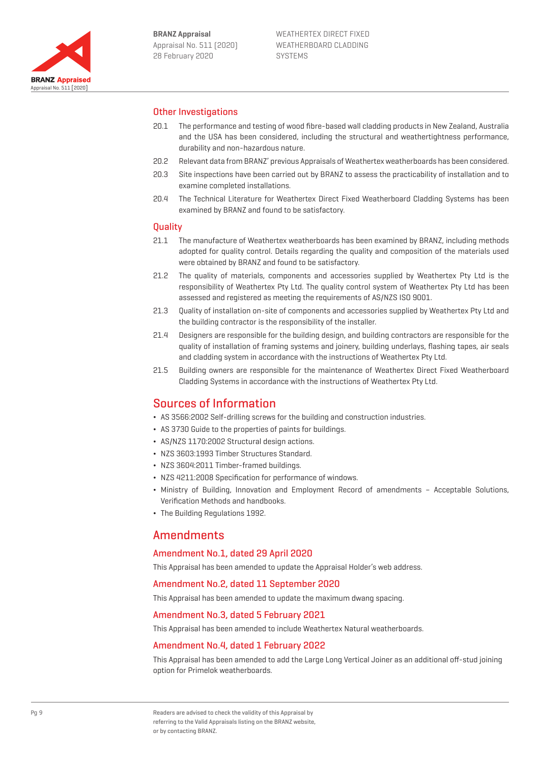## Other Investigations

20.1 The performance and testing of wood fibre-based wall cladding products in New Zealand, Australia and the USA has been considered, including the structural and weathertightness performance, durability and non-hazardous nature.

20.2 Relevant data from BRANZ' previous Appraisals of Weathertex weatherboards has been considered.

20.3 Site inspections have been carried out by BRANZ to assess the practicability of installation and to examine completed installations.

20.4 The Technical Literature for Weathertex Direct Fixed Weatherboard Cladding Systems has been examined by BRANZ and found to be satisfactory.

## Quality

21.1 The manufacture of Weathertex weatherboards has been examined by BRANZ, including methods adopted for quality control. Details regarding the quality and composition of the materials used were obtained by BRANZ and found to be satisfactory.

21.2 The quality of materials, components and accessories supplied by Weathertex Pty Ltd is the responsibility of Weathertex Pty Ltd. The quality control system of Weathertex Pty Ltd has been assessed and registered as meeting the requirements of AS/NZS ISO 9001.

21.3 Quality of installation on-site of components and accessories supplied by Weathertex Pty Ltd and the building contractor is the responsibility of the installer.

21.4 Designers are responsible for the building design, and building contractors are responsible for the quality of installation of framing systems and joinery, building underlays, flashing tapes, air seals and cladding system in accordance with the instructions of Weathertex Pty Ltd.

21.5 Building owners are responsible for the maintenance of Weathertex Direct Fixed Weatherboard Cladding Systems in accordance with the instructions of Weathertex Pty Ltd.

# Sources of Information

- AS 3566:2002 Self-drilling screws for the building and construction industries.
- AS 3730 Guide to the properties of paints for buildings.
- AS/NZS 1170:2002 Structural design actions.
- NZS 3603:1993 Timber Structures Standard.
- NZS 3604:2011 Timber-framed buildings.
- NZS 4211:2008 Specification for performance of windows.
- Ministry of Building, Innovation and Employment Record of amendments – Acceptable Solutions, Verification Methods and handbooks.
- The Building Regulations 1992.

# Amendments

## Amendment No.1, dated 29 April 2020

This Appraisal has been amended to update the Appraisal Holder's web address.

## Amendment No.2, dated 11 September 2020

This Appraisal has been amended to update the maximum dwang spacing.

## Amendment No.3, dated 5 February 2021

This Appraisal has been amended to include Weathertex Natural weatherboards.

## Amendment No.4, dated 1 February 2022

This Appraisal has been amended to add the Large Long Vertical Joiner as an additional off-stud joining option for Primelok weatherboards.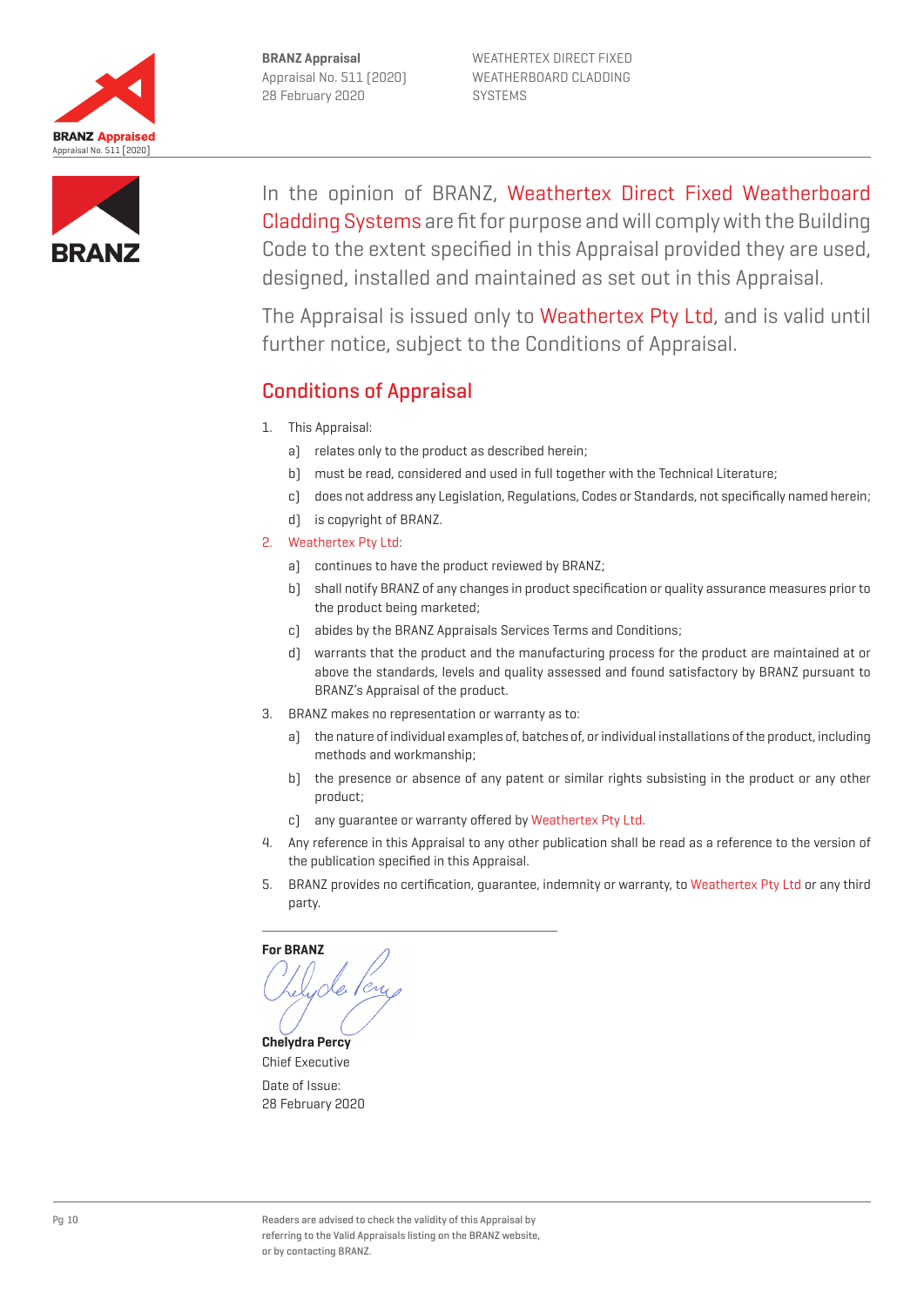In the opinion of BRANZ, Weathertex Direct Fixed Weatherboard Cladding Systems are fit for purpose and will comply with the Building Code to the extent specified in this Appraisal provided they are used, designed, installed and maintained as set out in this Appraisal.

The Appraisal is issued only to Weathertex Pty Ltd, and is valid until further notice, subject to the Conditions of Appraisal.

## Conditions of Appraisal

1. This Appraisal:
   a) relates only to the product as described herein;
   b) must be read, considered and used in full together with the Technical Literature;
   c) does not address any Legislation, Regulations, Codes or Standards, not specifically named herein;
   d) is copyright of BRANZ.
2. Weathertex Pty Ltd:
   a) continues to have the product reviewed by BRANZ;
   b) shall notify BRANZ of any changes in product specification or quality assurance measures prior to the product being marketed;
   c) abides by the BRANZ Appraisals Services Terms and Conditions;
   d) warrants that the product and the manufacturing process for the product are maintained at or above the standards, levels and quality assessed and found satisfactory by BRANZ pursuant to BRANZ's Appraisal of the product.
3. BRANZ makes no representation or warranty as to:
   a) the nature of individual examples of, batches of, or individual installations of the product, including methods and workmanship;
   b) the presence or absence of any patent or similar rights subsisting in the product or any other product;
   c) any guarantee or warranty offered by Weathertex Pty Ltd.
4. Any reference in this Appraisal to any other publication shall be read as a reference to the version of the publication specified in this Appraisal.
5. BRANZ provides no certification, guarantee, indemnity or warranty, to Weathertex Pty Ltd or any third party.

**For BRANZ**

**Chelydra Percy**
Chief Executive

Date of Issue:
28 February 2020

Readers are advised to check the validity of this Appraisal by referring to the Valid Appraisals listing on the BRANZ website, or by contacting BRANZ.